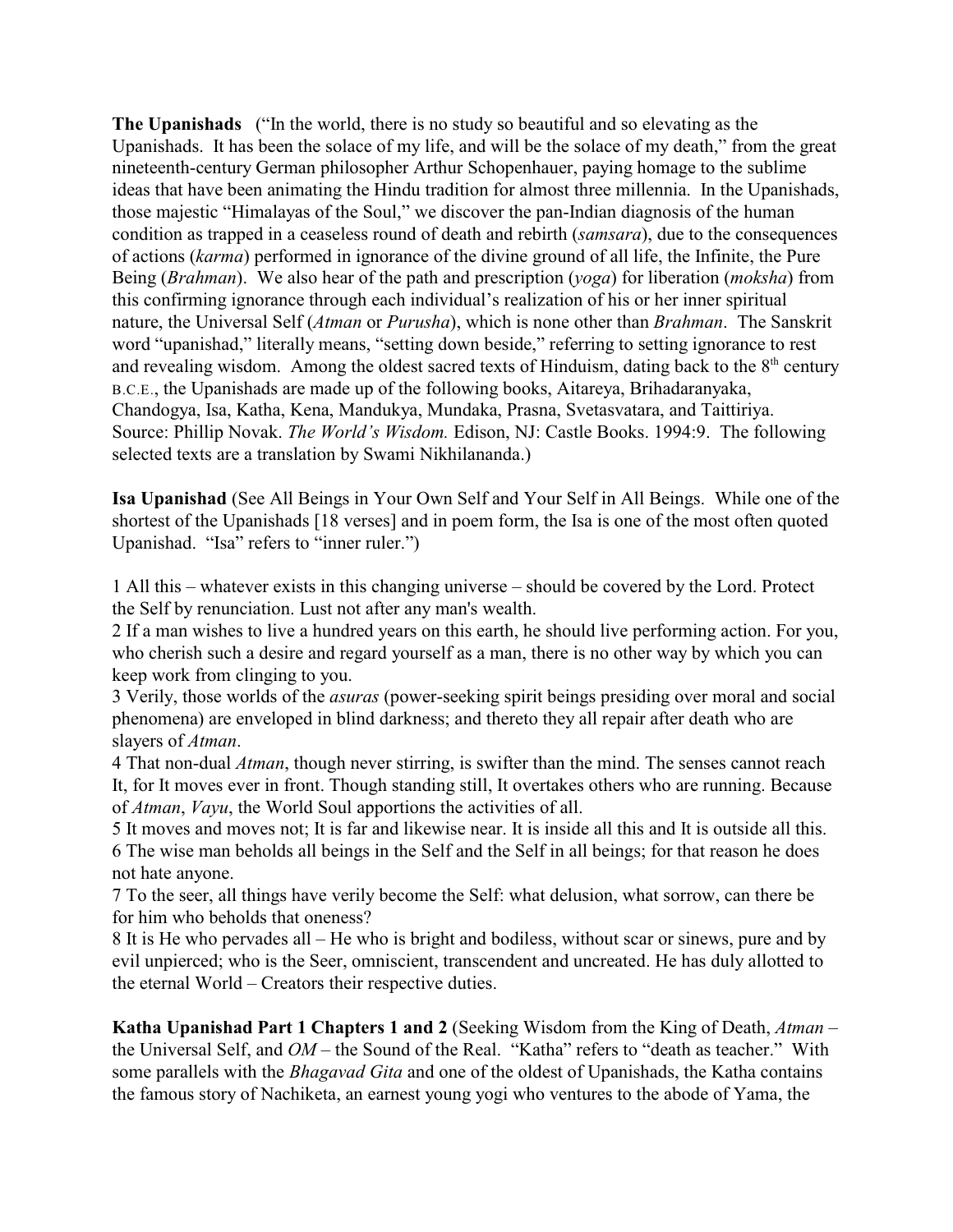**The Upanishads** (“In the world, there is no study so beautiful and so elevating as the Upanishads. It has been the solace of my life, and will be the solace of my death,” from the great nineteenth-century German philosopher Arthur Schopenhauer, paying homage to the sublime ideas that have been animating the Hindu tradition for almost three millennia. In the Upanishads, those majestic “Himalayas of the Soul,” we discover the pan-Indian diagnosis of the human condition as trapped in a ceaseless round of death and rebirth (*samsara*), due to the consequences of actions (*karma*) performed in ignorance of the divine ground of all life, the Infinite, the Pure Being (*Brahman*). We also hear of the path and prescription (*yoga*) for liberation (*moksha*) from this confirming ignorance through each individual’s realization of his or her inner spiritual nature, the Universal Self (*Atman* or *Purusha*), which is none other than *Brahman*. The Sanskrit word “upanishad,” literally means, “setting down beside,” referring to setting ignorance to rest and revealing wisdom. Among the oldest sacred texts of Hinduism, dating back to the 8th century B.C.E., the Upanishads are made up of the following books, Aitareya, Brihadaranyaka, Chandogya, Isa, Katha, Kena, Mandukya, Mundaka, Prasna, Svetasvatara, and Taittiriya. Source: Phillip Novak. *The World’s Wisdom.* Edison, NJ: Castle Books. 1994:9. The following selected texts are a translation by Swami Nikhilananda.)

**Isa Upanishad** (See All Beings in Your Own Self and Your Self in All Beings. While one of the shortest of the Upanishads [18 verses] and in poem form, the Isa is one of the most often quoted Upanishad. “Isa” refers to “inner ruler.”)

1 All this – whatever exists in this changing universe – should be covered by the Lord. Protect the Self by renunciation. Lust not after any man's wealth.
2 If a man wishes to live a hundred years on this earth, he should live performing action. For you, who cherish such a desire and regard yourself as a man, there is no other way by which you can keep work from clinging to you.
3 Verily, those worlds of the *asuras* (power-seeking spirit beings presiding over moral and social phenomena) are enveloped in blind darkness; and thereto they all repair after death who are slayers of *Atman*.
4 That non-dual *Atman*, though never stirring, is swifter than the mind. The senses cannot reach It, for It moves ever in front. Though standing still, It overtakes others who are running. Because of *Atman*, *Vayu*, the World Soul apportions the activities of all.
5 It moves and moves not; It is far and likewise near. It is inside all this and It is outside all this.
6 The wise man beholds all beings in the Self and the Self in all beings; for that reason he does not hate anyone.
7 To the seer, all things have verily become the Self: what delusion, what sorrow, can there be for him who beholds that oneness?
8 It is He who pervades all – He who is bright and bodiless, without scar or sinews, pure and by evil unpierced; who is the Seer, omniscient, transcendent and uncreated. He has duly allotted to the eternal World – Creators their respective duties.

**Katha Upanishad Part 1 Chapters 1 and 2** (Seeking Wisdom from the King of Death, *Atman* – the Universal Self, and *OM* – the Sound of the Real. “Katha” refers to “death as teacher.” With some parallels with the *Bhagavad Gita* and one of the oldest of Upanishads, the Katha contains the famous story of Nachiketa, an earnest young yogi who ventures to the abode of Yama, the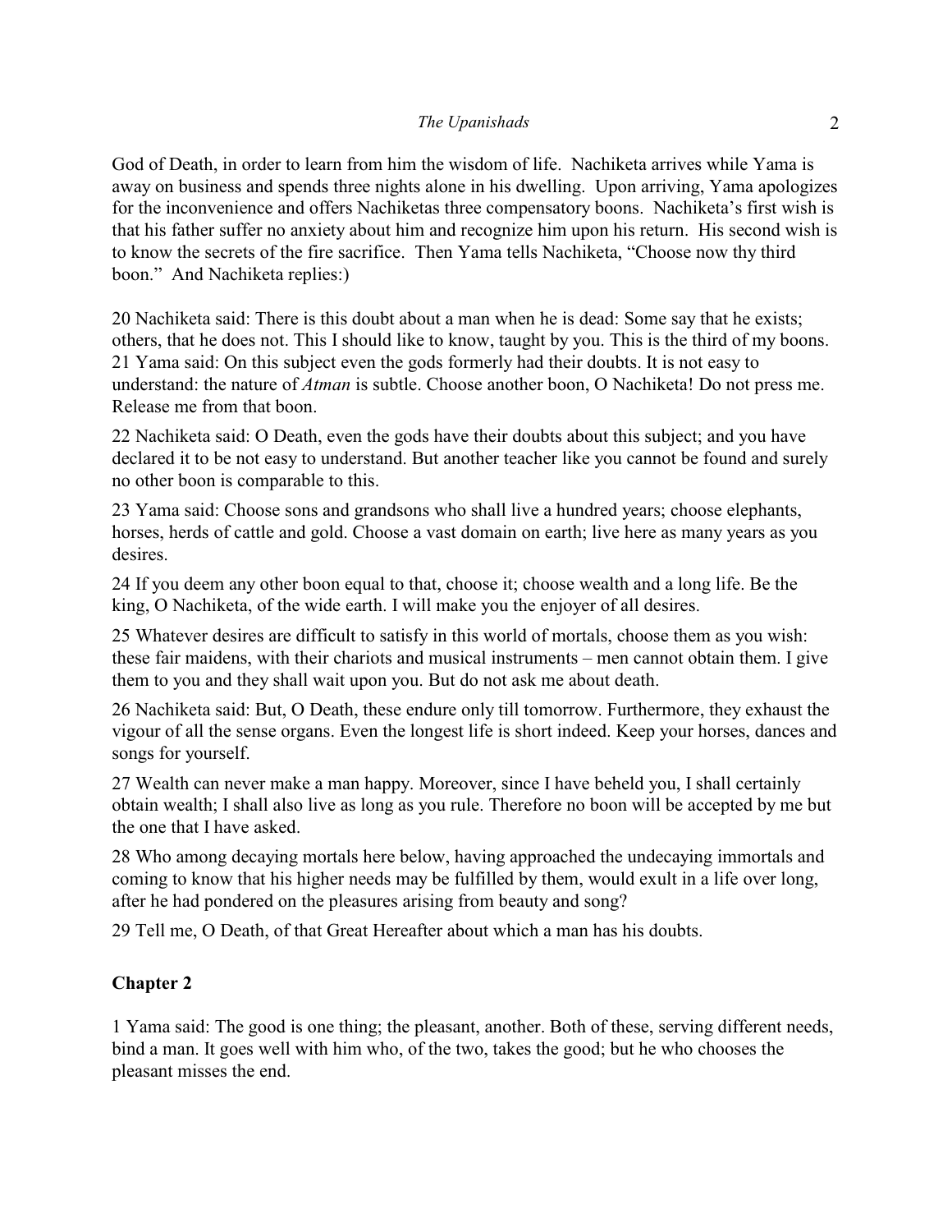God of Death, in order to learn from him the wisdom of life. Nachiketa arrives while Yama is away on business and spends three nights alone in his dwelling. Upon arriving, Yama apologizes for the inconvenience and offers Nachiketas three compensatory boons. Nachiketa's first wish is that his father suffer no anxiety about him and recognize him upon his return. His second wish is to know the secrets of the fire sacrifice. Then Yama tells Nachiketa, "Choose now thy third boon." And Nachiketa replies:)

20 Nachiketa said: There is this doubt about a man when he is dead: Some say that he exists; others, that he does not. This I should like to know, taught by you. This is the third of my boons.
21 Yama said: On this subject even the gods formerly had their doubts. It is not easy to understand: the nature of *Atman* is subtle. Choose another boon, O Nachiketa! Do not press me. Release me from that boon.

22 Nachiketa said: O Death, even the gods have their doubts about this subject; and you have declared it to be not easy to understand. But another teacher like you cannot be found and surely no other boon is comparable to this.

23 Yama said: Choose sons and grandsons who shall live a hundred years; choose elephants, horses, herds of cattle and gold. Choose a vast domain on earth; live here as many years as you desires.

24 If you deem any other boon equal to that, choose it; choose wealth and a long life. Be the king, O Nachiketa, of the wide earth. I will make you the enjoyer of all desires.

25 Whatever desires are difficult to satisfy in this world of mortals, choose them as you wish: these fair maidens, with their chariots and musical instruments – men cannot obtain them. I give them to you and they shall wait upon you. But do not ask me about death.

26 Nachiketa said: But, O Death, these endure only till tomorrow. Furthermore, they exhaust the vigour of all the sense organs. Even the longest life is short indeed. Keep your horses, dances and songs for yourself.

27 Wealth can never make a man happy. Moreover, since I have beheld you, I shall certainly obtain wealth; I shall also live as long as you rule. Therefore no boon will be accepted by me but the one that I have asked.

28 Who among decaying mortals here below, having approached the undecaying immortals and coming to know that his higher needs may be fulfilled by them, would exult in a life over long, after he had pondered on the pleasures arising from beauty and song?

29 Tell me, O Death, of that Great Hereafter about which a man has his doubts.

**Chapter 2**

1 Yama said: The good is one thing; the pleasant, another. Both of these, serving different needs, bind a man. It goes well with him who, of the two, takes the good; but he who chooses the pleasant misses the end.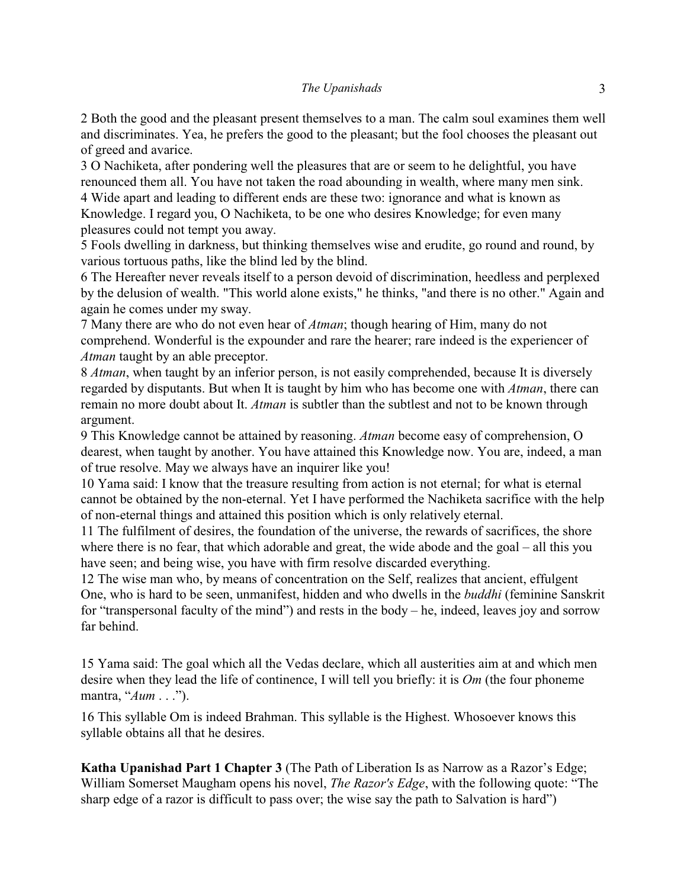2 Both the good and the pleasant present themselves to a man. The calm soul examines them well and discriminates. Yea, he prefers the good to the pleasant; but the fool chooses the pleasant out of greed and avarice.

3 O Nachiketa, after pondering well the pleasures that are or seem to he delightful, you have renounced them all. You have not taken the road abounding in wealth, where many men sink.

4 Wide apart and leading to different ends are these two: ignorance and what is known as Knowledge. I regard you, O Nachiketa, to be one who desires Knowledge; for even many pleasures could not tempt you away.

5 Fools dwelling in darkness, but thinking themselves wise and erudite, go round and round, by various tortuous paths, like the blind led by the blind.

6 The Hereafter never reveals itself to a person devoid of discrimination, heedless and perplexed by the delusion of wealth. "This world alone exists," he thinks, "and there is no other." Again and again he comes under my sway.

7 Many there are who do not even hear of *Atman*; though hearing of Him, many do not comprehend. Wonderful is the expounder and rare the hearer; rare indeed is the experiencer of *Atman* taught by an able preceptor.

8 *Atman*, when taught by an inferior person, is not easily comprehended, because It is diversely regarded by disputants. But when It is taught by him who has become one with *Atman*, there can remain no more doubt about It. *Atman* is subtler than the subtlest and not to be known through argument.

9 This Knowledge cannot be attained by reasoning. *Atman* become easy of comprehension, O dearest, when taught by another. You have attained this Knowledge now. You are, indeed, a man of true resolve. May we always have an inquirer like you!

10 Yama said: I know that the treasure resulting from action is not eternal; for what is eternal cannot be obtained by the non-eternal. Yet I have performed the Nachiketa sacrifice with the help of non-eternal things and attained this position which is only relatively eternal.

11 The fulfilment of desires, the foundation of the universe, the rewards of sacrifices, the shore where there is no fear, that which adorable and great, the wide abode and the goal – all this you have seen; and being wise, you have with firm resolve discarded everything.

12 The wise man who, by means of concentration on the Self, realizes that ancient, effulgent One, who is hard to be seen, unmanifest, hidden and who dwells in the *buddhi* (feminine Sanskrit for "transpersonal faculty of the mind") and rests in the body – he, indeed, leaves joy and sorrow far behind.

15 Yama said: The goal which all the Vedas declare, which all austerities aim at and which men desire when they lead the life of continence, I will tell you briefly: it is *Om* (the four phoneme mantra, "*Aum* . . .").

16 This syllable Om is indeed Brahman. This syllable is the Highest. Whosoever knows this syllable obtains all that he desires.

**Katha Upanishad Part 1 Chapter 3** (The Path of Liberation Is as Narrow as a Razor's Edge; William Somerset Maugham opens his novel, *The Razor's Edge*, with the following quote: "The sharp edge of a razor is difficult to pass over; the wise say the path to Salvation is hard")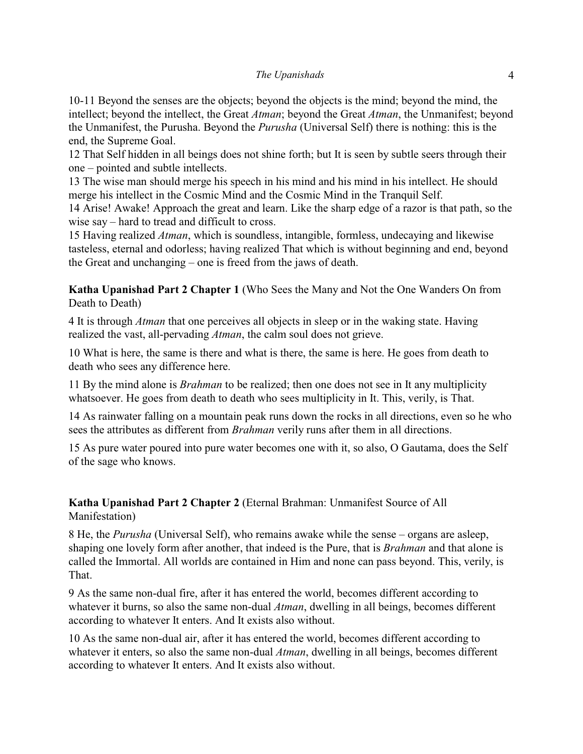10-11 Beyond the senses are the objects; beyond the objects is the mind; beyond the mind, the intellect; beyond the intellect, the Great *Atman*; beyond the Great *Atman*, the Unmanifest; beyond the Unmanifest, the Purusha. Beyond the *Purusha* (Universal Self) there is nothing: this is the end, the Supreme Goal.
12 That Self hidden in all beings does not shine forth; but It is seen by subtle seers through their one – pointed and subtle intellects.
13 The wise man should merge his speech in his mind and his mind in his intellect. He should merge his intellect in the Cosmic Mind and the Cosmic Mind in the Tranquil Self.
14 Arise! Awake! Approach the great and learn. Like the sharp edge of a razor is that path, so the wise say – hard to tread and difficult to cross.
15 Having realized *Atman*, which is soundless, intangible, formless, undecaying and likewise tasteless, eternal and odorless; having realized That which is without beginning and end, beyond the Great and unchanging – one is freed from the jaws of death.

**Katha Upanishad Part 2 Chapter 1** (Who Sees the Many and Not the One Wanders On from Death to Death)

4 It is through *Atman* that one perceives all objects in sleep or in the waking state. Having realized the vast, all-pervading *Atman*, the calm soul does not grieve.

10 What is here, the same is there and what is there, the same is here. He goes from death to death who sees any difference here.

11 By the mind alone is *Brahman* to be realized; then one does not see in It any multiplicity whatsoever. He goes from death to death who sees multiplicity in It. This, verily, is That.

14 As rainwater falling on a mountain peak runs down the rocks in all directions, even so he who sees the attributes as different from *Brahman* verily runs after them in all directions.

15 As pure water poured into pure water becomes one with it, so also, O Gautama, does the Self of the sage who knows.

**Katha Upanishad Part 2 Chapter 2** (Eternal Brahman: Unmanifest Source of All Manifestation)

8 He, the *Purusha* (Universal Self), who remains awake while the sense – organs are asleep, shaping one lovely form after another, that indeed is the Pure, that is *Brahman* and that alone is called the Immortal. All worlds are contained in Him and none can pass beyond. This, verily, is That.

9 As the same non-dual fire, after it has entered the world, becomes different according to whatever it burns, so also the same non-dual *Atman*, dwelling in all beings, becomes different according to whatever It enters. And It exists also without.

10 As the same non-dual air, after it has entered the world, becomes different according to whatever it enters, so also the same non-dual *Atman*, dwelling in all beings, becomes different according to whatever It enters. And It exists also without.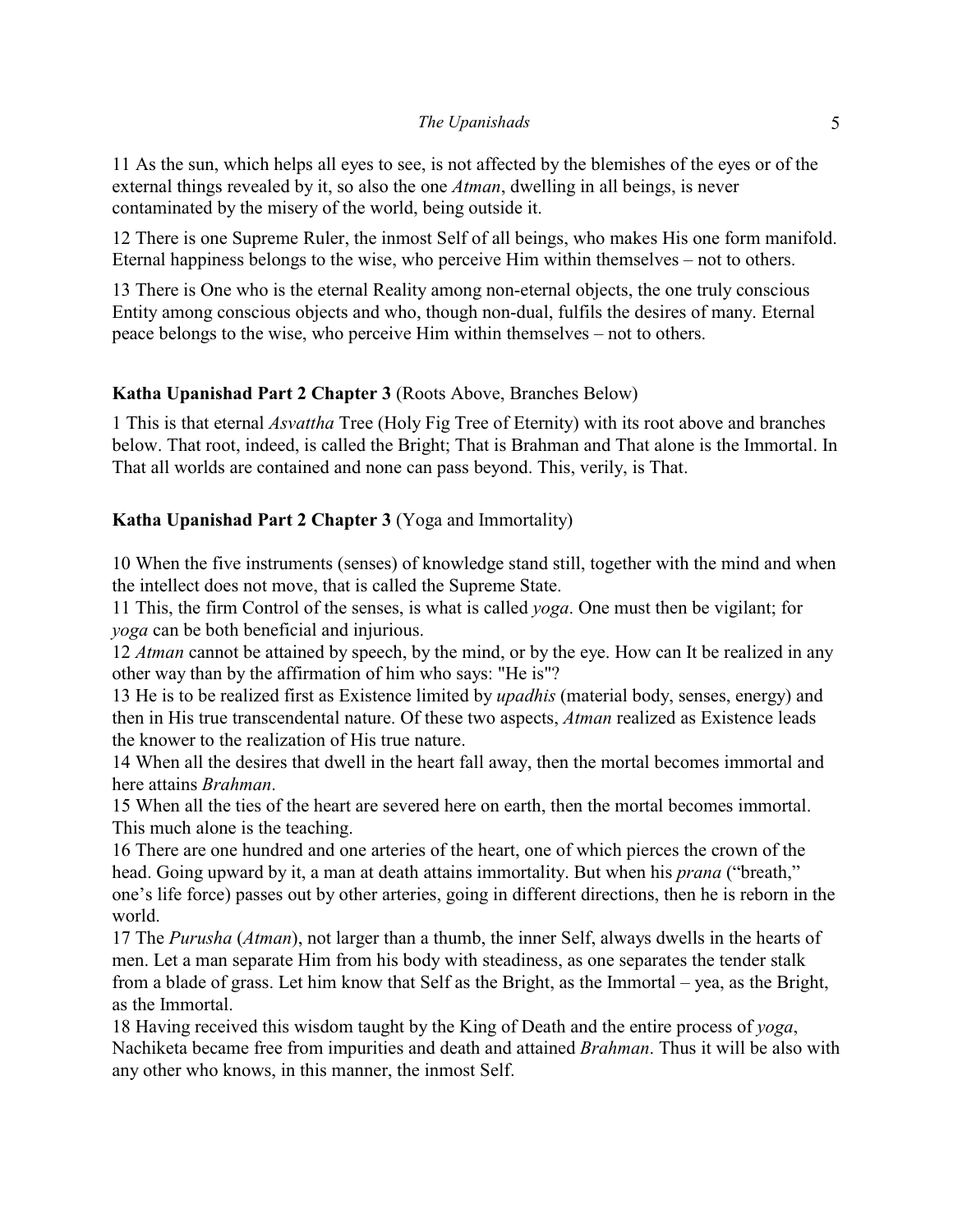11 As the sun, which helps all eyes to see, is not affected by the blemishes of the eyes or of the external things revealed by it, so also the one *Atman*, dwelling in all beings, is never contaminated by the misery of the world, being outside it.

12 There is one Supreme Ruler, the inmost Self of all beings, who makes His one form manifold. Eternal happiness belongs to the wise, who perceive Him within themselves – not to others.

13 There is One who is the eternal Reality among non-eternal objects, the one truly conscious Entity among conscious objects and who, though non-dual, fulfils the desires of many. Eternal peace belongs to the wise, who perceive Him within themselves – not to others.

**Katha Upanishad Part 2 Chapter 3** (Roots Above, Branches Below)

1 This is that eternal *Asvattha* Tree (Holy Fig Tree of Eternity) with its root above and branches below. That root, indeed, is called the Bright; That is Brahman and That alone is the Immortal. In That all worlds are contained and none can pass beyond. This, verily, is That.

**Katha Upanishad Part 2 Chapter 3** (Yoga and Immortality)

10 When the five instruments (senses) of knowledge stand still, together with the mind and when the intellect does not move, that is called the Supreme State.
11 This, the firm Control of the senses, is what is called *yoga*. One must then be vigilant; for *yoga* can be both beneficial and injurious.
12 *Atman* cannot be attained by speech, by the mind, or by the eye. How can It be realized in any other way than by the affirmation of him who says: "He is"?
13 He is to be realized first as Existence limited by *upadhis* (material body, senses, energy) and then in His true transcendental nature. Of these two aspects, *Atman* realized as Existence leads the knower to the realization of His true nature.
14 When all the desires that dwell in the heart fall away, then the mortal becomes immortal and here attains *Brahman*.
15 When all the ties of the heart are severed here on earth, then the mortal becomes immortal. This much alone is the teaching.
16 There are one hundred and one arteries of the heart, one of which pierces the crown of the head. Going upward by it, a man at death attains immortality. But when his *prana* ("breath," one's life force) passes out by other arteries, going in different directions, then he is reborn in the world.
17 The *Purusha* (*Atman*), not larger than a thumb, the inner Self, always dwells in the hearts of men. Let a man separate Him from his body with steadiness, as one separates the tender stalk from a blade of grass. Let him know that Self as the Bright, as the Immortal – yea, as the Bright, as the Immortal.
18 Having received this wisdom taught by the King of Death and the entire process of *yoga*, Nachiketa became free from impurities and death and attained *Brahman*. Thus it will be also with any other who knows, in this manner, the inmost Self.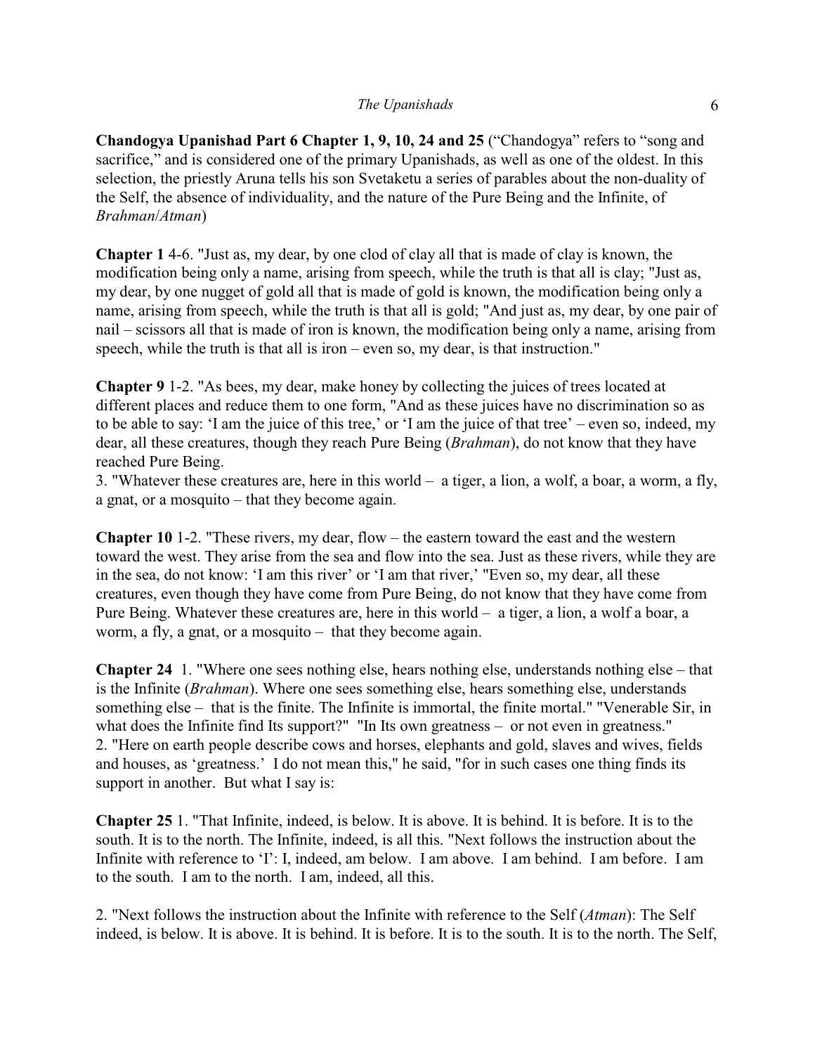**Chandogya Upanishad Part 6 Chapter 1, 9, 10, 24 and 25** ("Chandogya" refers to "song and sacrifice," and is considered one of the primary Upanishads, as well as one of the oldest. In this selection, the priestly Aruna tells his son Svetaketu a series of parables about the non-duality of the Self, the absence of individuality, and the nature of the Pure Being and the Infinite, of *Brahman*/*Atman*)

**Chapter 1** 4-6. "Just as, my dear, by one clod of clay all that is made of clay is known, the modification being only a name, arising from speech, while the truth is that all is clay; "Just as, my dear, by one nugget of gold all that is made of gold is known, the modification being only a name, arising from speech, while the truth is that all is gold; "And just as, my dear, by one pair of nail – scissors all that is made of iron is known, the modification being only a name, arising from speech, while the truth is that all is iron – even so, my dear, is that instruction."

**Chapter 9** 1-2. "As bees, my dear, make honey by collecting the juices of trees located at different places and reduce them to one form, "And as these juices have no discrimination so as to be able to say: 'I am the juice of this tree,' or 'I am the juice of that tree' – even so, indeed, my dear, all these creatures, though they reach Pure Being (*Brahman*), do not know that they have reached Pure Being.
3. "Whatever these creatures are, here in this world – a tiger, a lion, a wolf, a boar, a worm, a fly, a gnat, or a mosquito – that they become again.

**Chapter 10** 1-2. "These rivers, my dear, flow – the eastern toward the east and the western toward the west. They arise from the sea and flow into the sea. Just as these rivers, while they are in the sea, do not know: 'I am this river' or 'I am that river,' "Even so, my dear, all these creatures, even though they have come from Pure Being, do not know that they have come from Pure Being. Whatever these creatures are, here in this world – a tiger, a lion, a wolf a boar, a worm, a fly, a gnat, or a mosquito – that they become again.

**Chapter 24** 1. "Where one sees nothing else, hears nothing else, understands nothing else – that is the Infinite (*Brahman*). Where one sees something else, hears something else, understands something else – that is the finite. The Infinite is immortal, the finite mortal." "Venerable Sir, in what does the Infinite find Its support?" "In Its own greatness – or not even in greatness."
2. "Here on earth people describe cows and horses, elephants and gold, slaves and wives, fields and houses, as 'greatness.' I do not mean this," he said, "for in such cases one thing finds its support in another. But what I say is:

**Chapter 25** 1. "That Infinite, indeed, is below. It is above. It is behind. It is before. It is to the south. It is to the north. The Infinite, indeed, is all this. "Next follows the instruction about the Infinite with reference to 'I': I, indeed, am below. I am above. I am behind. I am before. I am to the south. I am to the north. I am, indeed, all this.

2. "Next follows the instruction about the Infinite with reference to the Self (*Atman*): The Self indeed, is below. It is above. It is behind. It is before. It is to the south. It is to the north. The Self,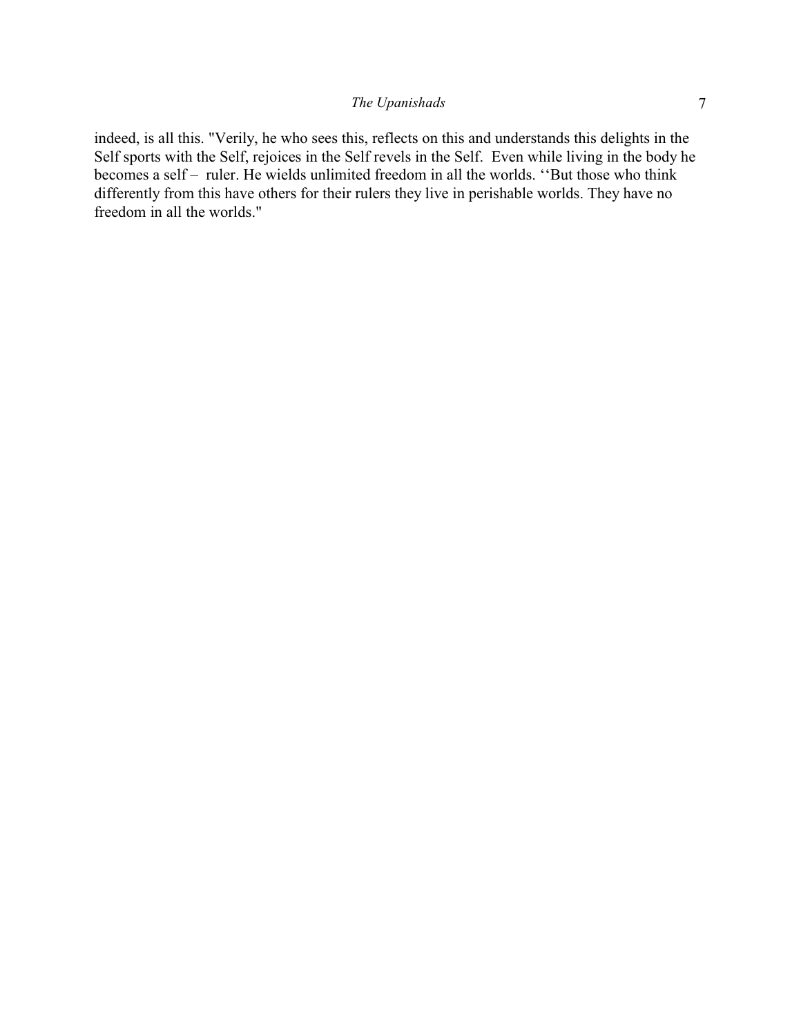indeed, is all this. "Verily, he who sees this, reflects on this and understands this delights in the Self sports with the Self, rejoices in the Self revels in the Self. Even while living in the body he becomes a self – ruler. He wields unlimited freedom in all the worlds. ‘‘But those who think differently from this have others for their rulers they live in perishable worlds. They have no freedom in all the worlds."